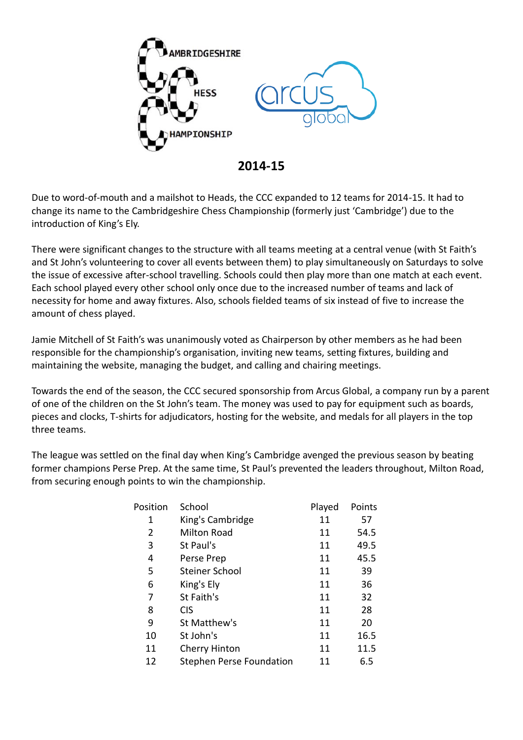# 2014-15

Due to word-of-mouth and a mailshot to Heads, the CCC expanded to 12 teams for 2014-15. It had to change its name to the Cambridgeshire Chess Championship (formerly just 'Cambridge') due to the introduction of King's Ely.

There were significant changes to the structure with all teams meeting at a central venue (with St Faith's and St John's volunteering to cover all events between them) to play simultaneously on Saturdays to solve the issue of excessive after-school travelling. Schools could then play more than one match at each event. Each school played every other school only once due to the increased number of teams and lack of necessity for home and away fixtures. Also, schools fielded teams of six instead of five to increase the amount of chess played.

Jamie Mitchell of St Faith's was unanimously voted as Chairperson by other members as he had been responsible for the championship's organisation, inviting new teams, setting fixtures, building and maintaining the website, managing the budget, and calling and chairing meetings.

Towards the end of the season, the CCC secured sponsorship from Arcus Global, a company run by a parent of one of the children on the St John's team. The money was used to pay for equipment such as boards, pieces and clocks, T-shirts for adjudicators, hosting for the website, and medals for all players in the top three teams.

The league was settled on the final day when King's Cambridge avenged the previous season by beating former champions Perse Prep. At the same time, St Paul's prevented the leaders throughout, Milton Road, from securing enough points to win the championship.

| Position | School | Played | Points |
|---|---|---|---|
| 1 | King's Cambridge | 11 | 57 |
| 2 | Milton Road | 11 | 54.5 |
| 3 | St Paul's | 11 | 49.5 |
| 4 | Perse Prep | 11 | 45.5 |
| 5 | Steiner School | 11 | 39 |
| 6 | King's Ely | 11 | 36 |
| 7 | St Faith's | 11 | 32 |
| 8 | CIS | 11 | 28 |
| 9 | St Matthew's | 11 | 20 |
| 10 | St John's | 11 | 16.5 |
| 11 | Cherry Hinton | 11 | 11.5 |
| 12 | Stephen Perse Foundation | 11 | 6.5 |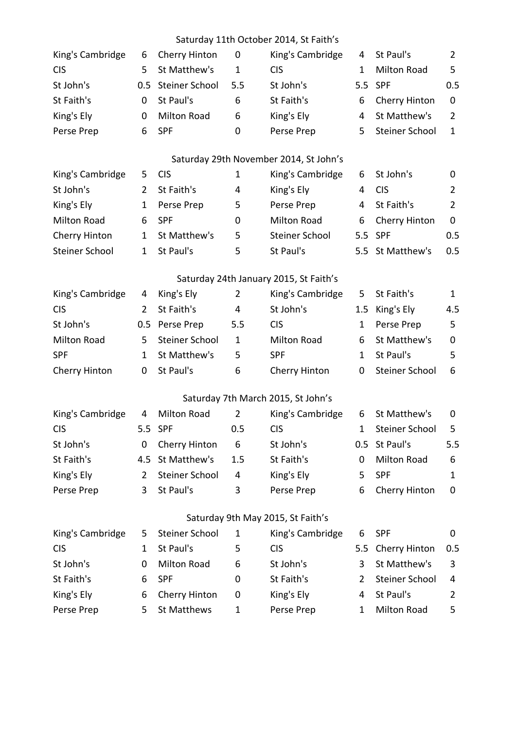### Saturday 11th October 2014, St Faith's

| | | | | | | | |
|---|---|---|---|---|---|---|---|
| King's Cambridge | 6 | Cherry Hinton | 0 | King's Cambridge | 4 | St Paul's | 2 |
| CIS | 5 | St Matthew's | 1 | CIS | 1 | Milton Road | 5 |
| St John's | 0.5 | Steiner School | 5.5 | St John's | 5.5 | SPF | 0.5 |
| St Faith's | 0 | St Paul's | 6 | St Faith's | 6 | Cherry Hinton | 0 |
| King's Ely | 0 | Milton Road | 6 | King's Ely | 4 | St Matthew's | 2 |
| Perse Prep | 6 | SPF | 0 | Perse Prep | 5 | Steiner School | 1 |

### Saturday 29th November 2014, St John's

| | | | | | | | |
|---|---|---|---|---|---|---|---|
| King's Cambridge | 5 | CIS | 1 | King's Cambridge | 6 | St John's | 0 |
| St John's | 2 | St Faith's | 4 | King's Ely | 4 | CIS | 2 |
| King's Ely | 1 | Perse Prep | 5 | Perse Prep | 4 | St Faith's | 2 |
| Milton Road | 6 | SPF | 0 | Milton Road | 6 | Cherry Hinton | 0 |
| Cherry Hinton | 1 | St Matthew's | 5 | Steiner School | 5.5 | SPF | 0.5 |
| Steiner School | 1 | St Paul's | 5 | St Paul's | 5.5 | St Matthew's | 0.5 |

### Saturday 24th January 2015, St Faith's

| | | | | | | | |
|---|---|---|---|---|---|---|---|
| King's Cambridge | 4 | King's Ely | 2 | King's Cambridge | 5 | St Faith's | 1 |
| CIS | 2 | St Faith's | 4 | St John's | 1.5 | King's Ely | 4.5 |
| St John's | 0.5 | Perse Prep | 5.5 | CIS | 1 | Perse Prep | 5 |
| Milton Road | 5 | Steiner School | 1 | Milton Road | 6 | St Matthew's | 0 |
| SPF | 1 | St Matthew's | 5 | SPF | 1 | St Paul's | 5 |
| Cherry Hinton | 0 | St Paul's | 6 | Cherry Hinton | 0 | Steiner School | 6 |

### Saturday 7th March 2015, St John's

| | | | | | | | |
|---|---|---|---|---|---|---|---|
| King's Cambridge | 4 | Milton Road | 2 | King's Cambridge | 6 | St Matthew's | 0 |
| CIS | 5.5 | SPF | 0.5 | CIS | 1 | Steiner School | 5 |
| St John's | 0 | Cherry Hinton | 6 | St John's | 0.5 | St Paul's | 5.5 |
| St Faith's | 4.5 | St Matthew's | 1.5 | St Faith's | 0 | Milton Road | 6 |
| King's Ely | 2 | Steiner School | 4 | King's Ely | 5 | SPF | 1 |
| Perse Prep | 3 | St Paul's | 3 | Perse Prep | 6 | Cherry Hinton | 0 |

### Saturday 9th May 2015, St Faith's

| | | | | | | | |
|---|---|---|---|---|---|---|---|
| King's Cambridge | 5 | Steiner School | 1 | King's Cambridge | 6 | SPF | 0 |
| CIS | 1 | St Paul's | 5 | CIS | 5.5 | Cherry Hinton | 0.5 |
| St John's | 0 | Milton Road | 6 | St John's | 3 | St Matthew's | 3 |
| St Faith's | 6 | SPF | 0 | St Faith's | 2 | Steiner School | 4 |
| King's Ely | 6 | Cherry Hinton | 0 | King's Ely | 4 | St Paul's | 2 |
| Perse Prep | 5 | St Matthews | 1 | Perse Prep | 1 | Milton Road | 5 |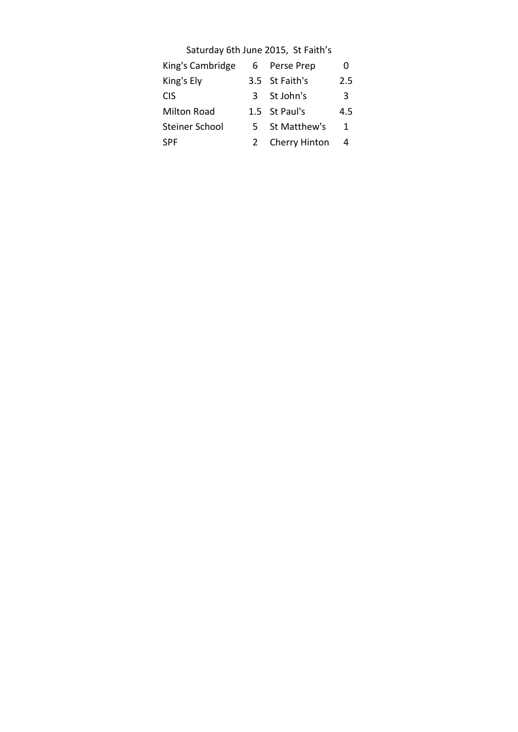Saturday 6th June 2015, St Faith's

| | | | |
|---|---|---|---|
| King's Cambridge | 6 | Perse Prep | 0 |
| King's Ely | 3.5 | St Faith's | 2.5 |
| CIS | 3 | St John's | 3 |
| Milton Road | 1.5 | St Paul's | 4.5 |
| Steiner School | 5 | St Matthew's | 1 |
| SPF | 2 | Cherry Hinton | 4 |